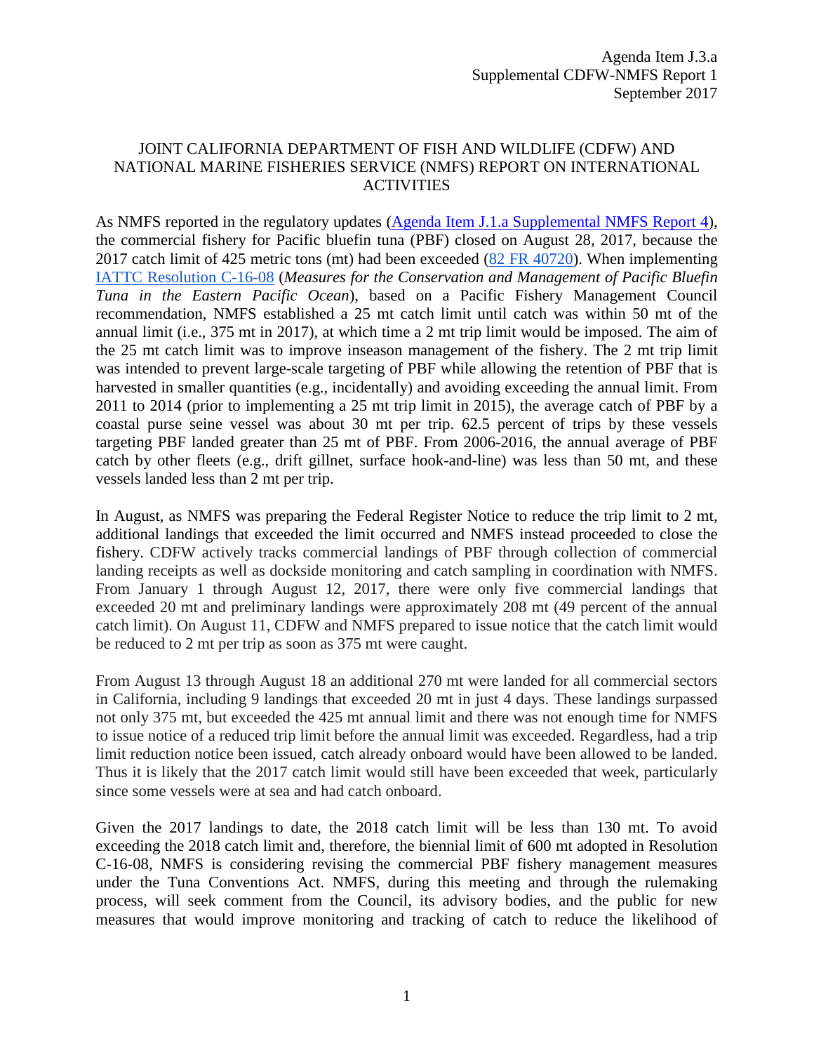Agenda Item J.3.a
Supplemental CDFW-NMFS Report 1
September 2017

# JOINT CALIFORNIA DEPARTMENT OF FISH AND WILDLIFE (CDFW) AND NATIONAL MARINE FISHERIES SERVICE (NMFS) REPORT ON INTERNATIONAL ACTIVITIES

As NMFS reported in the regulatory updates (Agenda Item J.1.a Supplemental NMFS Report 4), the commercial fishery for Pacific bluefin tuna (PBF) closed on August 28, 2017, because the 2017 catch limit of 425 metric tons (mt) had been exceeded (82 FR 40720). When implementing IATTC Resolution C-16-08 (*Measures for the Conservation and Management of Pacific Bluefin Tuna in the Eastern Pacific Ocean*), based on a Pacific Fishery Management Council recommendation, NMFS established a 25 mt catch limit until catch was within 50 mt of the annual limit (i.e., 375 mt in 2017), at which time a 2 mt trip limit would be imposed. The aim of the 25 mt catch limit was to improve inseason management of the fishery. The 2 mt trip limit was intended to prevent large-scale targeting of PBF while allowing the retention of PBF that is harvested in smaller quantities (e.g., incidentally) and avoiding exceeding the annual limit. From 2011 to 2014 (prior to implementing a 25 mt trip limit in 2015), the average catch of PBF by a coastal purse seine vessel was about 30 mt per trip. 62.5 percent of trips by these vessels targeting PBF landed greater than 25 mt of PBF. From 2006-2016, the annual average of PBF catch by other fleets (e.g., drift gillnet, surface hook-and-line) was less than 50 mt, and these vessels landed less than 2 mt per trip.

In August, as NMFS was preparing the Federal Register Notice to reduce the trip limit to 2 mt, additional landings that exceeded the limit occurred and NMFS instead proceeded to close the fishery. CDFW actively tracks commercial landings of PBF through collection of commercial landing receipts as well as dockside monitoring and catch sampling in coordination with NMFS. From January 1 through August 12, 2017, there were only five commercial landings that exceeded 20 mt and preliminary landings were approximately 208 mt (49 percent of the annual catch limit). On August 11, CDFW and NMFS prepared to issue notice that the catch limit would be reduced to 2 mt per trip as soon as 375 mt were caught.

From August 13 through August 18 an additional 270 mt were landed for all commercial sectors in California, including 9 landings that exceeded 20 mt in just 4 days. These landings surpassed not only 375 mt, but exceeded the 425 mt annual limit and there was not enough time for NMFS to issue notice of a reduced trip limit before the annual limit was exceeded. Regardless, had a trip limit reduction notice been issued, catch already onboard would have been allowed to be landed. Thus it is likely that the 2017 catch limit would still have been exceeded that week, particularly since some vessels were at sea and had catch onboard.

Given the 2017 landings to date, the 2018 catch limit will be less than 130 mt. To avoid exceeding the 2018 catch limit and, therefore, the biennial limit of 600 mt adopted in Resolution C-16-08, NMFS is considering revising the commercial PBF fishery management measures under the Tuna Conventions Act. NMFS, during this meeting and through the rulemaking process, will seek comment from the Council, its advisory bodies, and the public for new measures that would improve monitoring and tracking of catch to reduce the likelihood of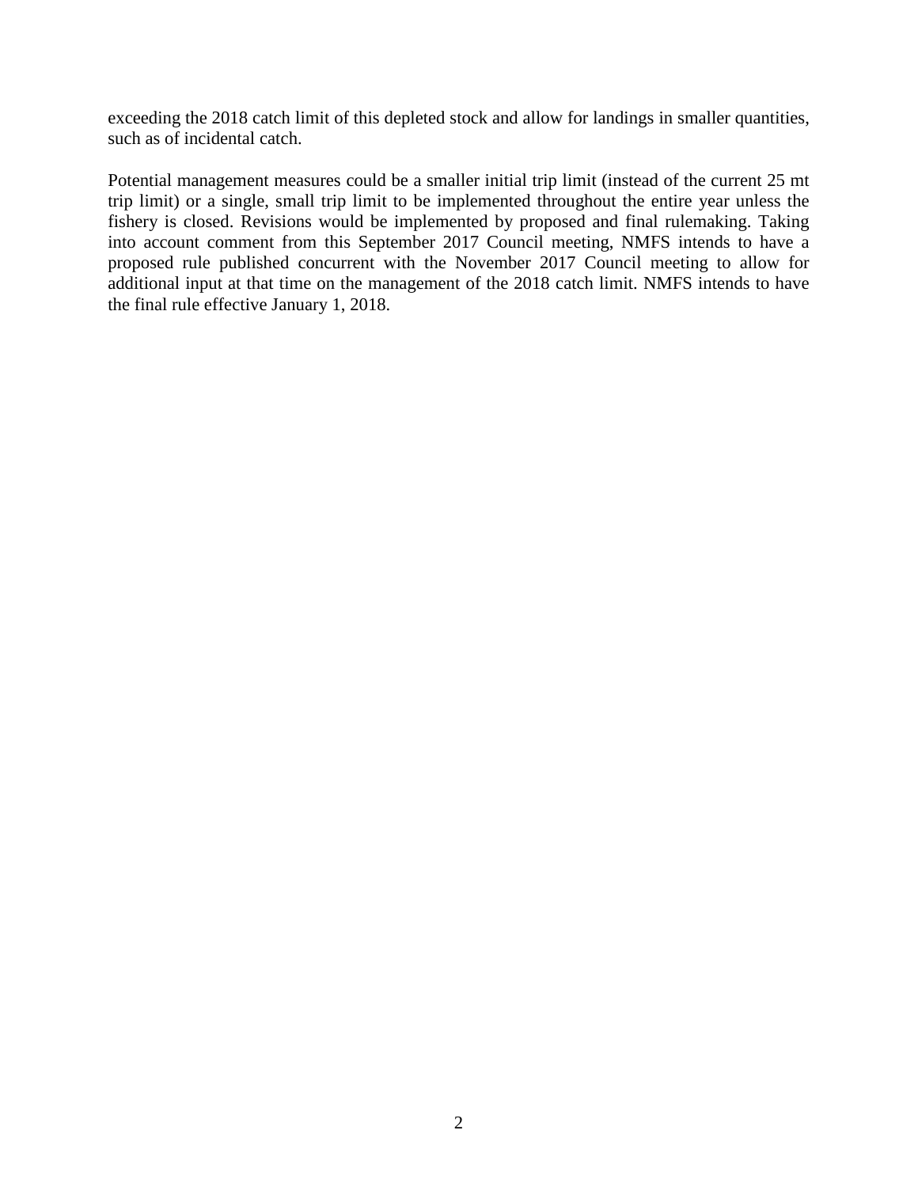exceeding the 2018 catch limit of this depleted stock and allow for landings in smaller quantities, such as of incidental catch.

Potential management measures could be a smaller initial trip limit (instead of the current 25 mt trip limit) or a single, small trip limit to be implemented throughout the entire year unless the fishery is closed. Revisions would be implemented by proposed and final rulemaking. Taking into account comment from this September 2017 Council meeting, NMFS intends to have a proposed rule published concurrent with the November 2017 Council meeting to allow for additional input at that time on the management of the 2018 catch limit. NMFS intends to have the final rule effective January 1, 2018.